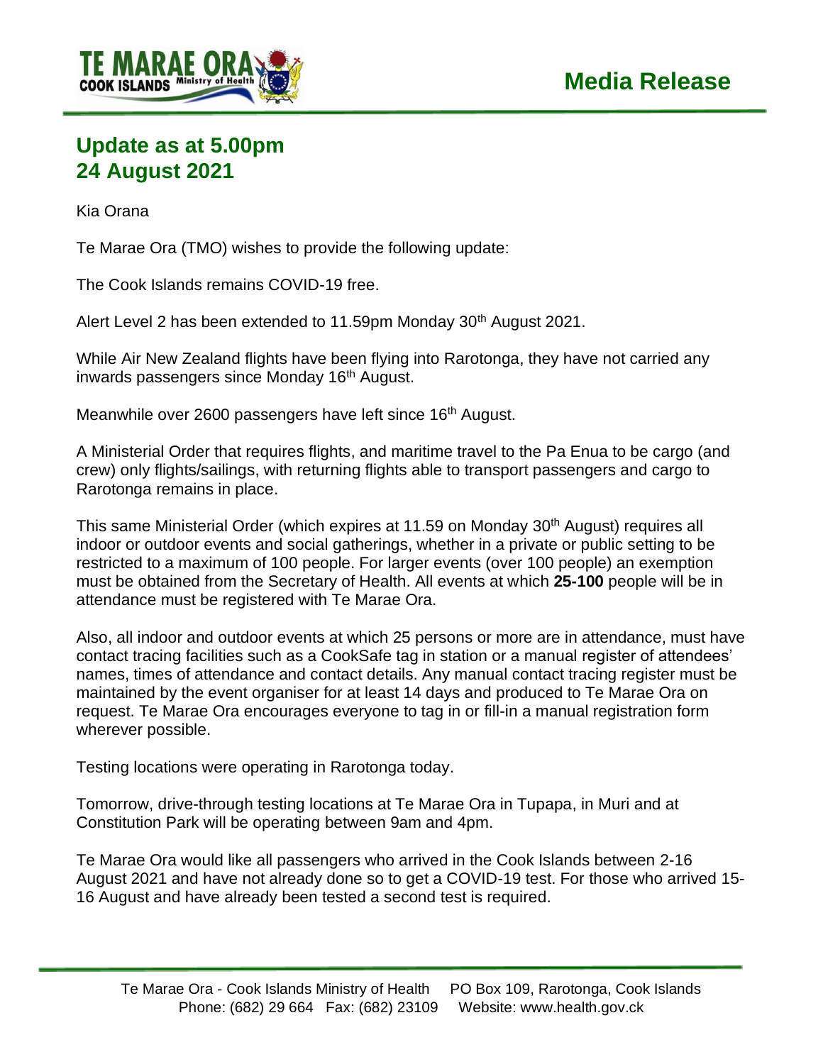**TE MARAE ORA COOK ISLANDS Ministry of Health**

# Media Release

## Update as at 5.00pm 24 August 2021

Kia Orana

Te Marae Ora (TMO) wishes to provide the following update:

The Cook Islands remains COVID-19 free.

Alert Level 2 has been extended to 11.59pm Monday 30th August 2021.

While Air New Zealand flights have been flying into Rarotonga, they have not carried any inwards passengers since Monday 16th August.

Meanwhile over 2600 passengers have left since 16th August.

A Ministerial Order that requires flights, and maritime travel to the Pa Enua to be cargo (and crew) only flights/sailings, with returning flights able to transport passengers and cargo to Rarotonga remains in place.

This same Ministerial Order (which expires at 11.59 on Monday 30th August) requires all indoor or outdoor events and social gatherings, whether in a private or public setting to be restricted to a maximum of 100 people. For larger events (over 100 people) an exemption must be obtained from the Secretary of Health. All events at which **25-100** people will be in attendance must be registered with Te Marae Ora.

Also, all indoor and outdoor events at which 25 persons or more are in attendance, must have contact tracing facilities such as a CookSafe tag in station or a manual register of attendees' names, times of attendance and contact details. Any manual contact tracing register must be maintained by the event organiser for at least 14 days and produced to Te Marae Ora on request. Te Marae Ora encourages everyone to tag in or fill-in a manual registration form wherever possible.

Testing locations were operating in Rarotonga today.

Tomorrow, drive-through testing locations at Te Marae Ora in Tupapa, in Muri and at Constitution Park will be operating between 9am and 4pm.

Te Marae Ora would like all passengers who arrived in the Cook Islands between 2-16 August 2021 and have not already done so to get a COVID-19 test. For those who arrived 15-16 August and have already been tested a second test is required.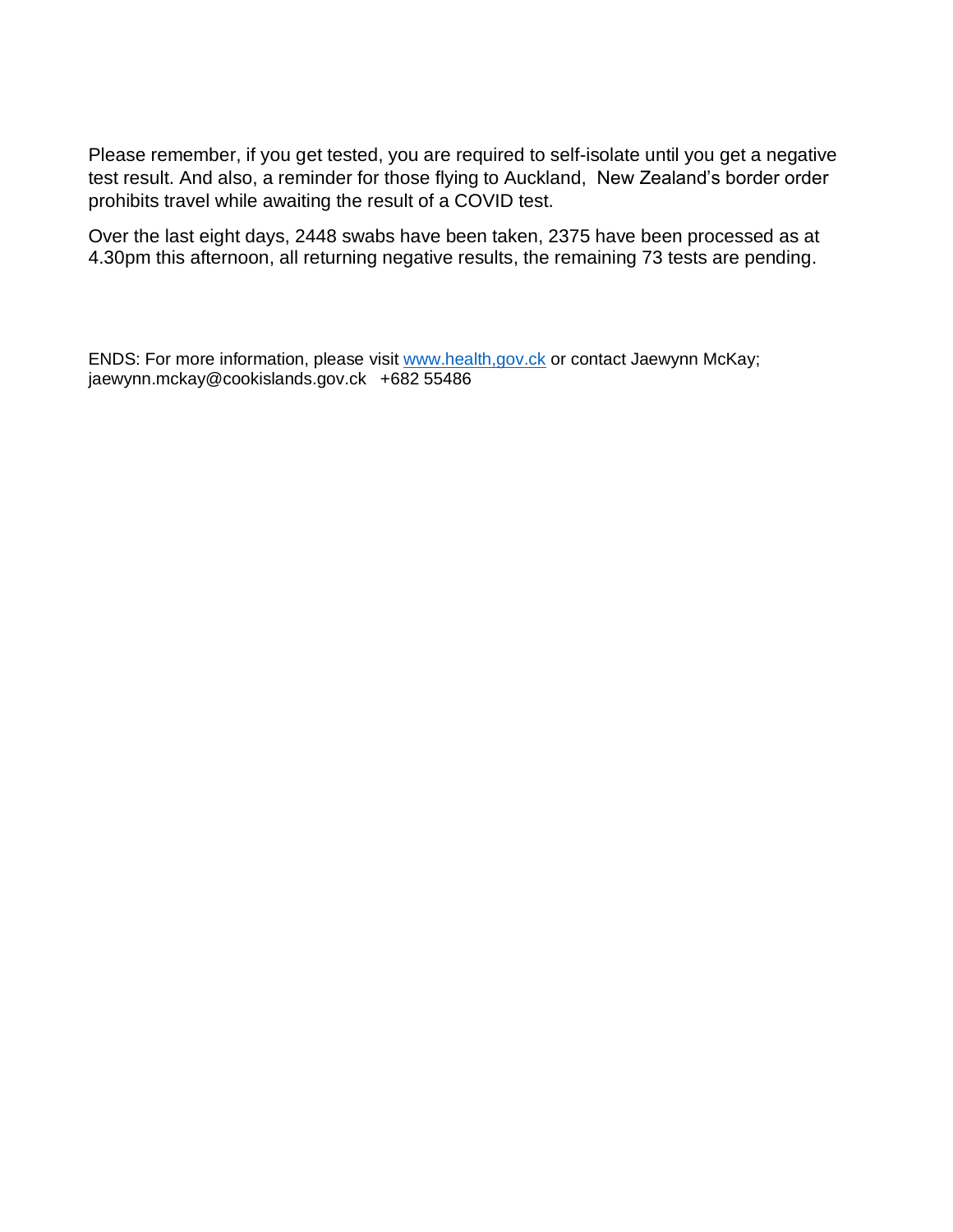Please remember, if you get tested, you are required to self-isolate until you get a negative test result. And also, a reminder for those flying to Auckland, New Zealand's border order prohibits travel while awaiting the result of a COVID test.

Over the last eight days, 2448 swabs have been taken, 2375 have been processed as at 4.30pm this afternoon, all returning negative results, the remaining 73 tests are pending.

ENDS: For more information, please visit [www.health,gov.ck](www.health,gov.ck) or contact Jaewynn McKay; jaewynn.mckay@cookislands.gov.ck +682 55486